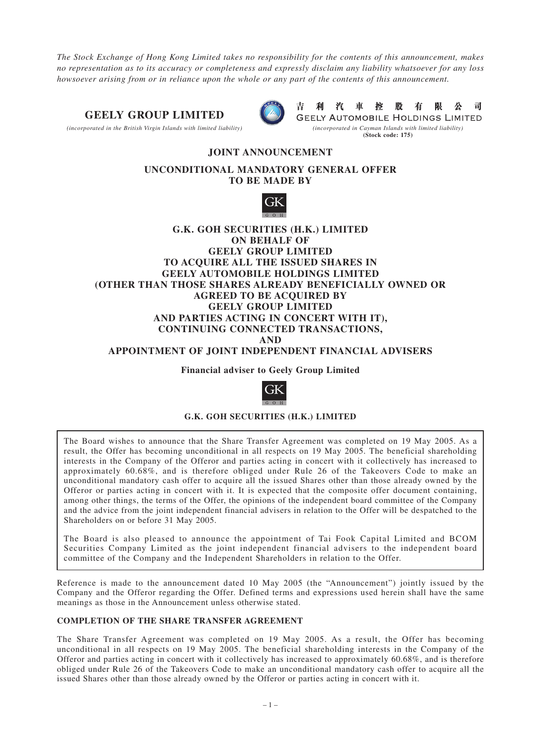*The Stock Exchange of Hong Kong Limited takes no responsibility for the contents of this announcement, makes no representation as to its accuracy or completeness and expressly disclaim any liability whatsoever for any loss howsoever arising from or in reliance upon the whole or any part of the contents of this announcement.*

**GEELY GROUP LIMITED**

*(incorporated in the British Virgin Islands with limited liability)*

**吉利汽車控股有限公司**

**GEELY AUTOMOBILE HOLDINGS LIMITED**

*(incorporated in Cayman Islands with limited liability)*

**(Stock code: 175)**

# JOINT ANNOUNCEMENT

## UNCONDITIONAL MANDATORY GENERAL OFFER TO BE MADE BY

## G.K. GOH SECURITIES (H.K.) LIMITED ON BEHALF OF GEELY GROUP LIMITED TO ACQUIRE ALL THE ISSUED SHARES IN GEELY AUTOMOBILE HOLDINGS LIMITED (OTHER THAN THOSE SHARES ALREADY BENEFICIALLY OWNED OR AGREED TO BE ACQUIRED BY GEELY GROUP LIMITED AND PARTIES ACTING IN CONCERT WITH IT), CONTINUING CONNECTED TRANSACTIONS, AND APPOINTMENT OF JOINT INDEPENDENT FINANCIAL ADVISERS

**Financial adviser to Geely Group Limited**

**G.K. GOH SECURITIES (H.K.) LIMITED**

The Board wishes to announce that the Share Transfer Agreement was completed on 19 May 2005. As a result, the Offer has becoming unconditional in all respects on 19 May 2005. The beneficial shareholding interests in the Company of the Offeror and parties acting in concert with it collectively has increased to approximately 60.68%, and is therefore obliged under Rule 26 of the Takeovers Code to make an unconditional mandatory cash offer to acquire all the issued Shares other than those already owned by the Offeror or parties acting in concert with it. It is expected that the composite offer document containing, among other things, the terms of the Offer, the opinions of the independent board committee of the Company and the advice from the joint independent financial advisers in relation to the Offer will be despatched to the Shareholders on or before 31 May 2005.

The Board is also pleased to announce the appointment of Tai Fook Capital Limited and BCOM Securities Company Limited as the joint independent financial advisers to the independent board committee of the Company and the Independent Shareholders in relation to the Offer.

Reference is made to the announcement dated 10 May 2005 (the "Announcement") jointly issued by the Company and the Offeror regarding the Offer. Defined terms and expressions used herein shall have the same meanings as those in the Announcement unless otherwise stated.

### COMPLETION OF THE SHARE TRANSFER AGREEMENT

The Share Transfer Agreement was completed on 19 May 2005. As a result, the Offer has becoming unconditional in all respects on 19 May 2005. The beneficial shareholding interests in the Company of the Offeror and parties acting in concert with it collectively has increased to approximately 60.68%, and is therefore obliged under Rule 26 of the Takeovers Code to make an unconditional mandatory cash offer to acquire all the issued Shares other than those already owned by the Offeror or parties acting in concert with it.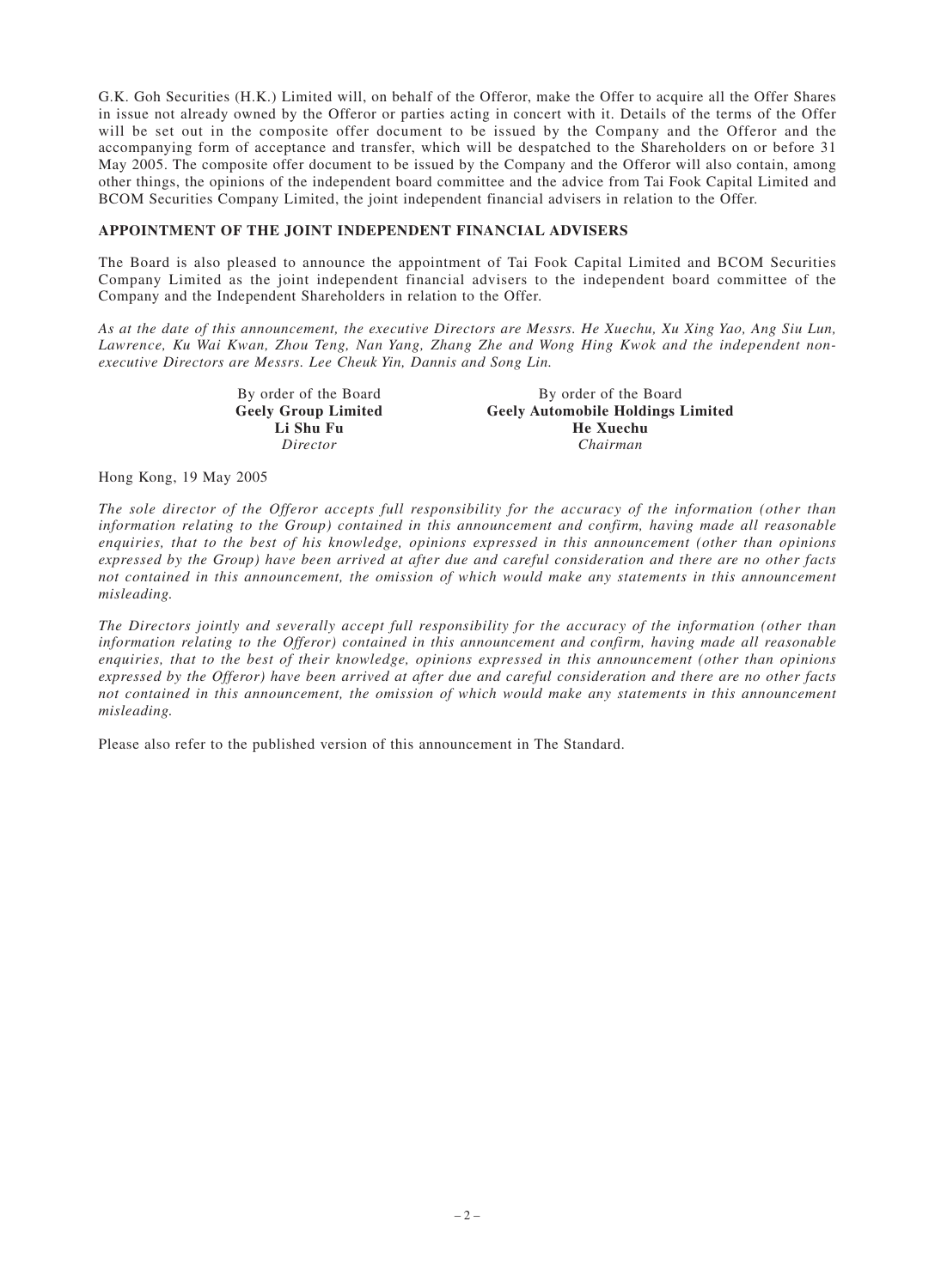G.K. Goh Securities (H.K.) Limited will, on behalf of the Offeror, make the Offer to acquire all the Offer Shares in issue not already owned by the Offeror or parties acting in concert with it. Details of the terms of the Offer will be set out in the composite offer document to be issued by the Company and the Offeror and the accompanying form of acceptance and transfer, which will be despatched to the Shareholders on or before 31 May 2005. The composite offer document to be issued by the Company and the Offeror will also contain, among other things, the opinions of the independent board committee and the advice from Tai Fook Capital Limited and BCOM Securities Company Limited, the joint independent financial advisers in relation to the Offer.

## APPOINTMENT OF THE JOINT INDEPENDENT FINANCIAL ADVISERS

The Board is also pleased to announce the appointment of Tai Fook Capital Limited and BCOM Securities Company Limited as the joint independent financial advisers to the independent board committee of the Company and the Independent Shareholders in relation to the Offer.

*As at the date of this announcement, the executive Directors are Messrs. He Xuechu, Xu Xing Yao, Ang Siu Lun, Lawrence, Ku Wai Kwan, Zhou Teng, Nan Yang, Zhang Zhe and Wong Hing Kwok and the independent non-executive Directors are Messrs. Lee Cheuk Yin, Dannis and Song Lin.*

| | |
|---|---|
| By order of the Board | By order of the Board |
| **Geely Group Limited** | **Geely Automobile Holdings Limited** |
| **Li Shu Fu** | **He Xuechu** |
| *Director* | *Chairman* |

Hong Kong, 19 May 2005

*The sole director of the Offeror accepts full responsibility for the accuracy of the information (other than information relating to the Group) contained in this announcement and confirm, having made all reasonable enquiries, that to the best of his knowledge, opinions expressed in this announcement (other than opinions expressed by the Group) have been arrived at after due and careful consideration and there are no other facts not contained in this announcement, the omission of which would make any statements in this announcement misleading.*

*The Directors jointly and severally accept full responsibility for the accuracy of the information (other than information relating to the Offeror) contained in this announcement and confirm, having made all reasonable enquiries, that to the best of their knowledge, opinions expressed in this announcement (other than opinions expressed by the Offeror) have been arrived at after due and careful consideration and there are no other facts not contained in this announcement, the omission of which would make any statements in this announcement misleading.*

Please also refer to the published version of this announcement in The Standard.